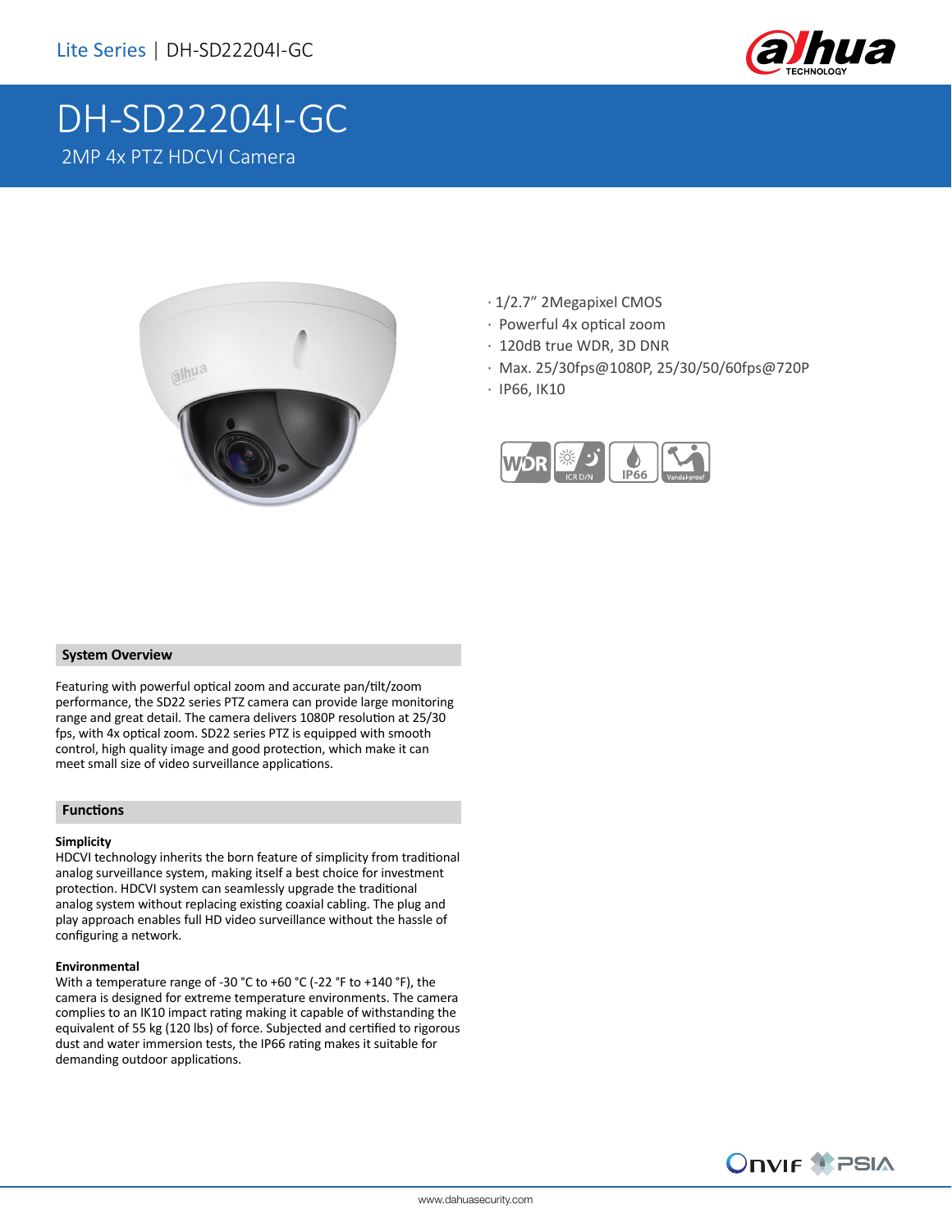# DH-SD22204I-GC

## 2MP 4x PTZ HDCVI Camera

- 1/2.7" 2Megapixel CMOS
- Powerful 4x optical zoom
- 120dB true WDR, 3D DNR
- Max. 25/30fps@1080P, 25/30/50/60fps@720P
- IP66, IK10

### System Overview

Featuring with powerful optical zoom and accurate pan/tilt/zoom performance, the SD22 series PTZ camera can provide large monitoring range and great detail. The camera delivers 1080P resolution at 25/30 fps, with 4x optical zoom. SD22 series PTZ is equipped with smooth control, high quality image and good protection, which make it can meet small size of video surveillance applications.

### Functions

**Simplicity**

HDCVI technology inherits the born feature of simplicity from traditional analog surveillance system, making itself a best choice for investment protection. HDCVI system can seamlessly upgrade the traditional analog system without replacing existing coaxial cabling. The plug and play approach enables full HD video surveillance without the hassle of configuring a network.

**Environmental**

With a temperature range of -30 °C to +60 °C (-22 °F to +140 °F), the camera is designed for extreme temperature environments. The camera complies to an IK10 impact rating making it capable of withstanding the equivalent of 55 kg (120 lbs) of force. Subjected and certified to rigorous dust and water immersion tests, the IP66 rating makes it suitable for demanding outdoor applications.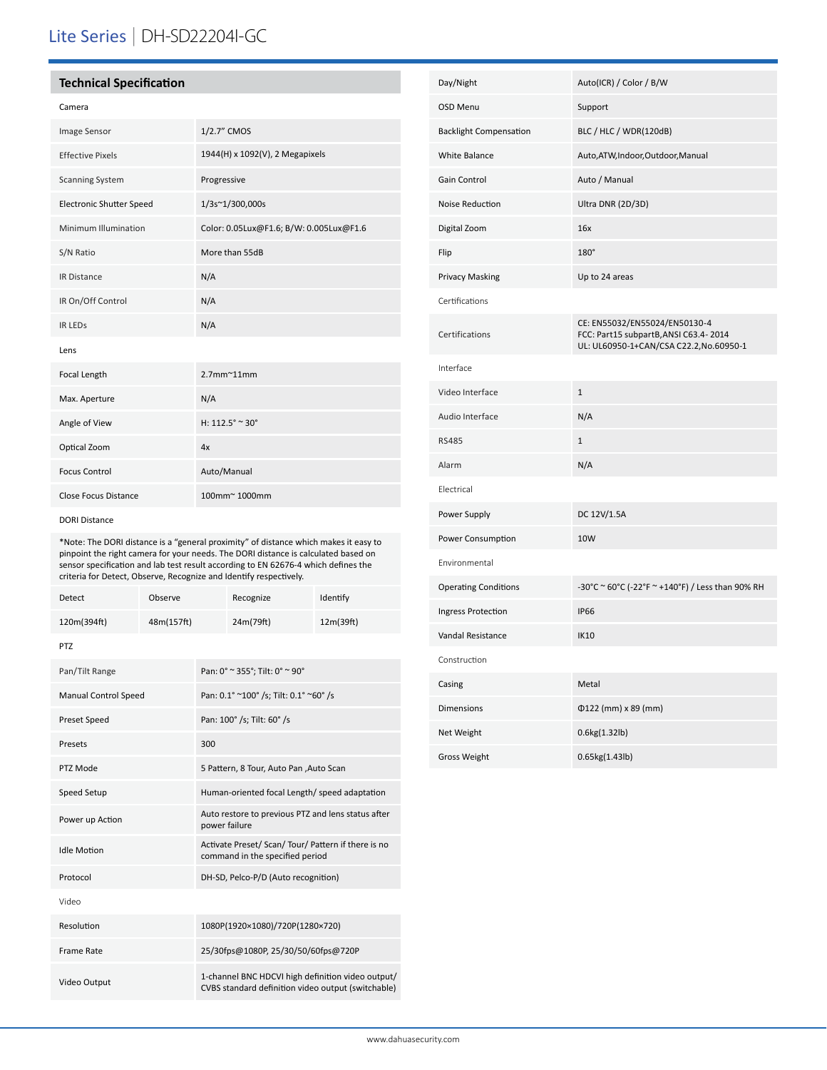# Lite Series | DH-SD22204I-GC

## Technical Specification

| Camera | |
|---|---|
| Image Sensor | 1/2.7" CMOS |
| Effective Pixels | 1944(H) x 1092(V), 2 Megapixels |
| Scanning System | Progressive |
| Electronic Shutter Speed | 1/3s~1/300,000s |
| Minimum Illumination | Color: 0.05Lux@F1.6; B/W: 0.005Lux@F1.6 |
| S/N Ratio | More than 55dB |
| IR Distance | N/A |
| IR On/Off Control | N/A |
| IR LEDs | N/A |

| Lens | |
|---|---|
| Focal Length | 2.7mm~11mm |
| Max. Aperture | N/A |
| Angle of View | H: 112.5° ~ 30° |
| Optical Zoom | 4x |
| Focus Control | Auto/Manual |
| Close Focus Distance | 100mm~ 1000mm |

DORI Distance

*Note: The DORI distance is a "general proximity" of distance which makes it easy to pinpoint the right camera for your needs. The DORI distance is calculated based on sensor specification and lab test result according to EN 62676-4 which defines the criteria for Detect, Observe, Recognize and Identify respectively.

| Detect | Observe | Recognize | Identify |
|---|---|---|---|
| 120m(394ft) | 48m(157ft) | 24m(79ft) | 12m(39ft) |

| PTZ | |
|---|---|
| Pan/Tilt Range | Pan: 0° ~ 355°; Tilt: 0° ~ 90° |
| Manual Control Speed | Pan: 0.1° ~100° /s; Tilt: 0.1° ~60° /s |
| Preset Speed | Pan: 100° /s; Tilt: 60° /s |
| Presets | 300 |
| PTZ Mode | 5 Pattern, 8 Tour, Auto Pan ,Auto Scan |
| Speed Setup | Human-oriented focal Length/ speed adaptation |
| Power up Action | Auto restore to previous PTZ and lens status after power failure |
| Idle Motion | Activate Preset/ Scan/ Tour/ Pattern if there is no command in the specified period |
| Protocol | DH-SD, Pelco-P/D (Auto recognition) |

| Video | |
|---|---|
| Resolution | 1080P(1920×1080)/720P(1280×720) |
| Frame Rate | 25/30fps@1080P, 25/30/50/60fps@720P |
| Video Output | 1-channel BNC HDCVI high definition video output/ CVBS standard definition video output (switchable) |
| Day/Night | Auto(ICR) / Color / B/W |
| OSD Menu | Support |
| Backlight Compensation | BLC / HLC / WDR(120dB) |
| White Balance | Auto,ATW,Indoor,Outdoor,Manual |
| Gain Control | Auto / Manual |
| Noise Reduction | Ultra DNR (2D/3D) |
| Digital Zoom | 16x |
| Flip | 180° |
| Privacy Masking | Up to 24 areas |

| Certifications | |
|---|---|
| Certifications | CE: EN55032/EN55024/EN50130-4<br>FCC: Part15 subpartB,ANSI C63.4- 2014<br>UL: UL60950-1+CAN/CSA C22.2,No.60950-1 |

| Interface | |
|---|---|
| Video Interface | 1 |
| Audio Interface | N/A |
| RS485 | 1 |
| Alarm | N/A |

| Electrical | |
|---|---|
| Power Supply | DC 12V/1.5A |
| Power Consumption | 10W |

| Environmental | |
|---|---|
| Operating Conditions | -30°C ~ 60°C (-22°F ~ +140°F) / Less than 90% RH |
| Ingress Protection | IP66 |
| Vandal Resistance | IK10 |

| Construction | |
|---|---|
| Casing | Metal |
| Dimensions | Φ122 (mm) x 89 (mm) |
| Net Weight | 0.6kg(1.32lb) |
| Gross Weight | 0.65kg(1.43lb) |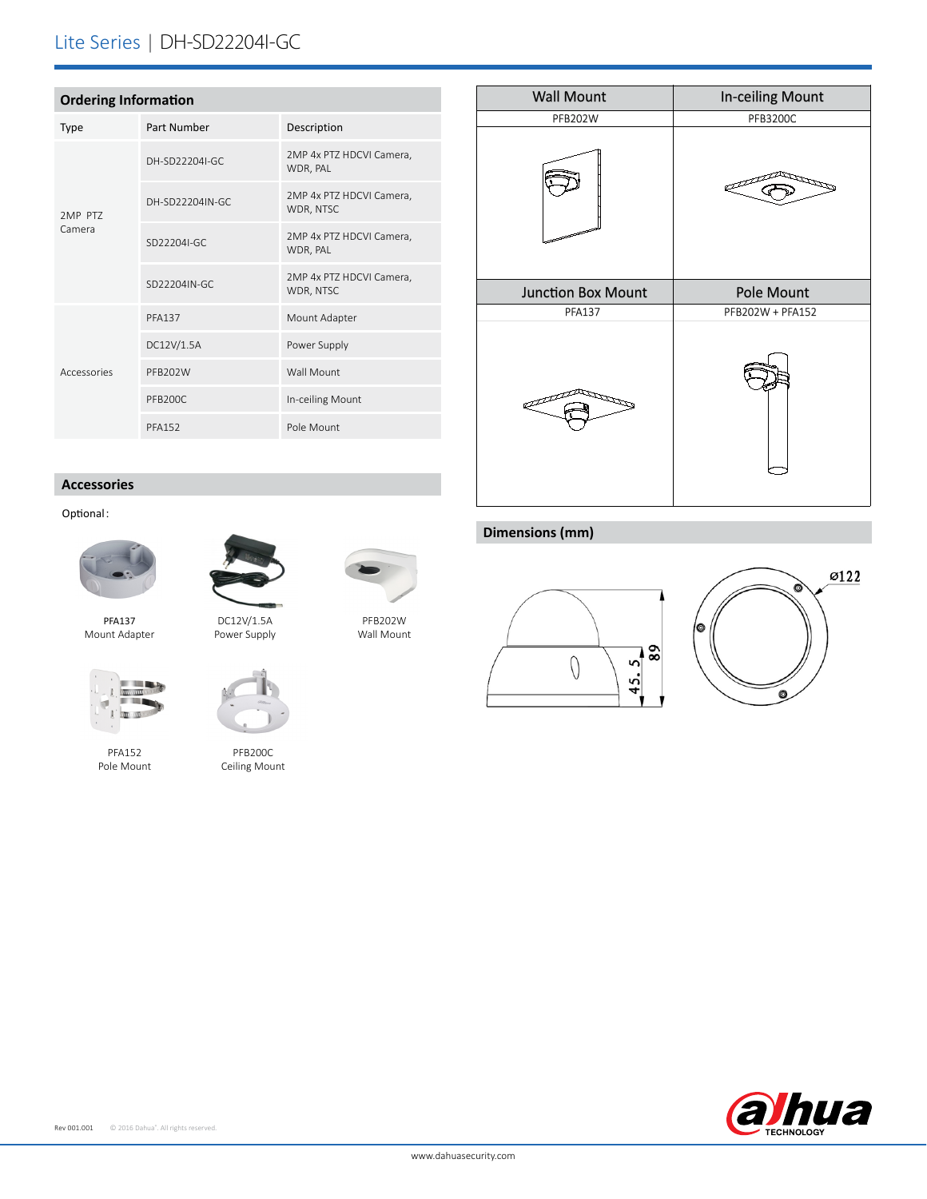## Ordering Information

| Type | Part Number | Description |
|---|---|---|
| 2MP PTZ Camera | DH-SD22204I-GC | 2MP 4x PTZ HDCVI Camera, WDR, PAL |
| | DH-SD22204IN-GC | 2MP 4x PTZ HDCVI Camera, WDR, NTSC |
| | SD22204I-GC | 2MP 4x PTZ HDCVI Camera, WDR, PAL |
| | SD22204IN-GC | 2MP 4x PTZ HDCVI Camera, WDR, NTSC |
| Accessories | PFA137 | Mount Adapter |
| | DC12V/1.5A | Power Supply |
| | PFB202W | Wall Mount |
| | PFB200C | In-ceiling Mount |
| | PFA152 | Pole Mount |

| Wall Mount | In-ceiling Mount |
|---|---|
| PFB202W | PFB3200C |

| Junction Box Mount | Pole Mount |
|---|---|
| PFA137 | PFB202W + PFA152 |

## Accessories

Optional:

PFA137
Mount Adapter

DC12V/1.5A
Power Supply

PFB202W
Wall Mount

PFA152
Pole Mount

PFB200C
Ceiling Mount

## Dimensions (mm)

ø122

89

45.5

Rev 001.001 © 2016 Dahua®. All rights reserved.

www.dahuasecurity.com